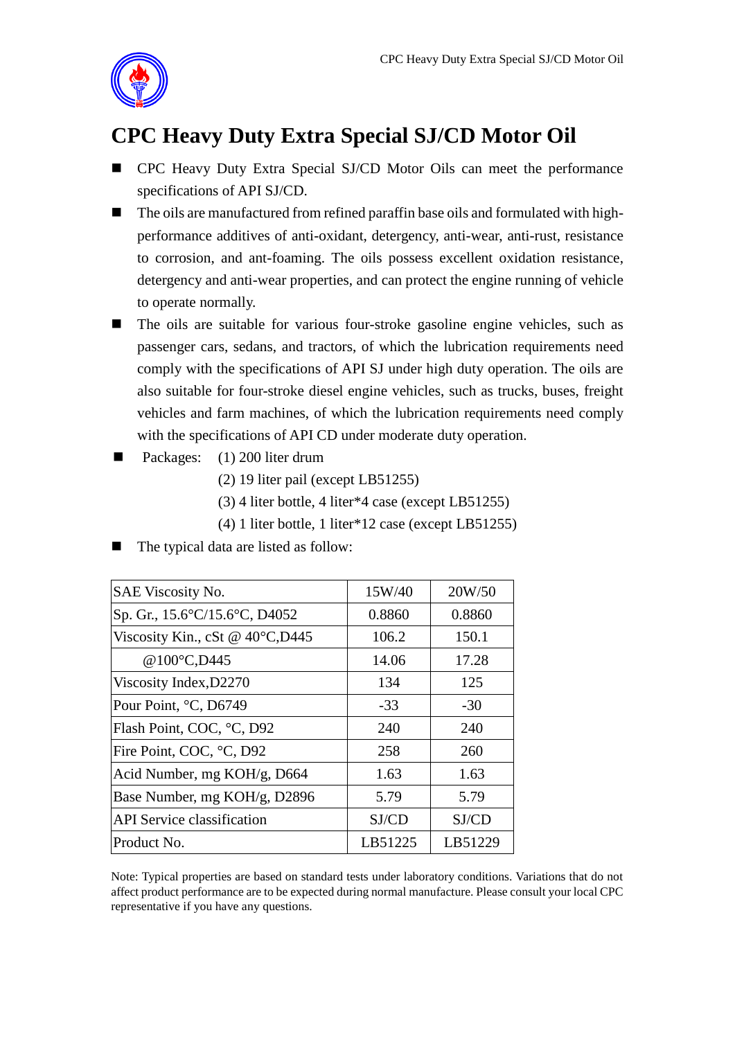# CPC Heavy Duty Extra Special SJ/CD Motor Oil

- CPC Heavy Duty Extra Special SJ/CD Motor Oils can meet the performance specifications of API SJ/CD.
- The oils are manufactured from refined paraffin base oils and formulated with high-performance additives of anti-oxidant, detergency, anti-wear, anti-rust, resistance to corrosion, and ant-foaming. The oils possess excellent oxidation resistance, detergency and anti-wear properties, and can protect the engine running of vehicle to operate normally.
- The oils are suitable for various four-stroke gasoline engine vehicles, such as passenger cars, sedans, and tractors, of which the lubrication requirements need comply with the specifications of API SJ under high duty operation. The oils are also suitable for four-stroke diesel engine vehicles, such as trucks, buses, freight vehicles and farm machines, of which the lubrication requirements need comply with the specifications of API CD under moderate duty operation.
- Packages: (1) 200 liter drum
  (2) 19 liter pail (except LB51255)
  (3) 4 liter bottle, 4 liter*4 case (except LB51255)
  (4) 1 liter bottle, 1 liter*12 case (except LB51255)
- The typical data are listed as follow:

| SAE Viscosity No. | 15W/40 | 20W/50 |
|---|---|---|
| Sp. Gr., 15.6°C/15.6°C, D4052 | 0.8860 | 0.8860 |
| Viscosity Kin., cSt @ 40°C,D445 | 106.2 | 150.1 |
| @100°C,D445 | 14.06 | 17.28 |
| Viscosity Index,D2270 | 134 | 125 |
| Pour Point, °C, D6749 | -33 | -30 |
| Flash Point, COC, °C, D92 | 240 | 240 |
| Fire Point, COC, °C, D92 | 258 | 260 |
| Acid Number, mg KOH/g, D664 | 1.63 | 1.63 |
| Base Number, mg KOH/g, D2896 | 5.79 | 5.79 |
| API Service classification | SJ/CD | SJ/CD |
| Product No. | LB51225 | LB51229 |

Note: Typical properties are based on standard tests under laboratory conditions. Variations that do not affect product performance are to be expected during normal manufacture. Please consult your local CPC representative if you have any questions.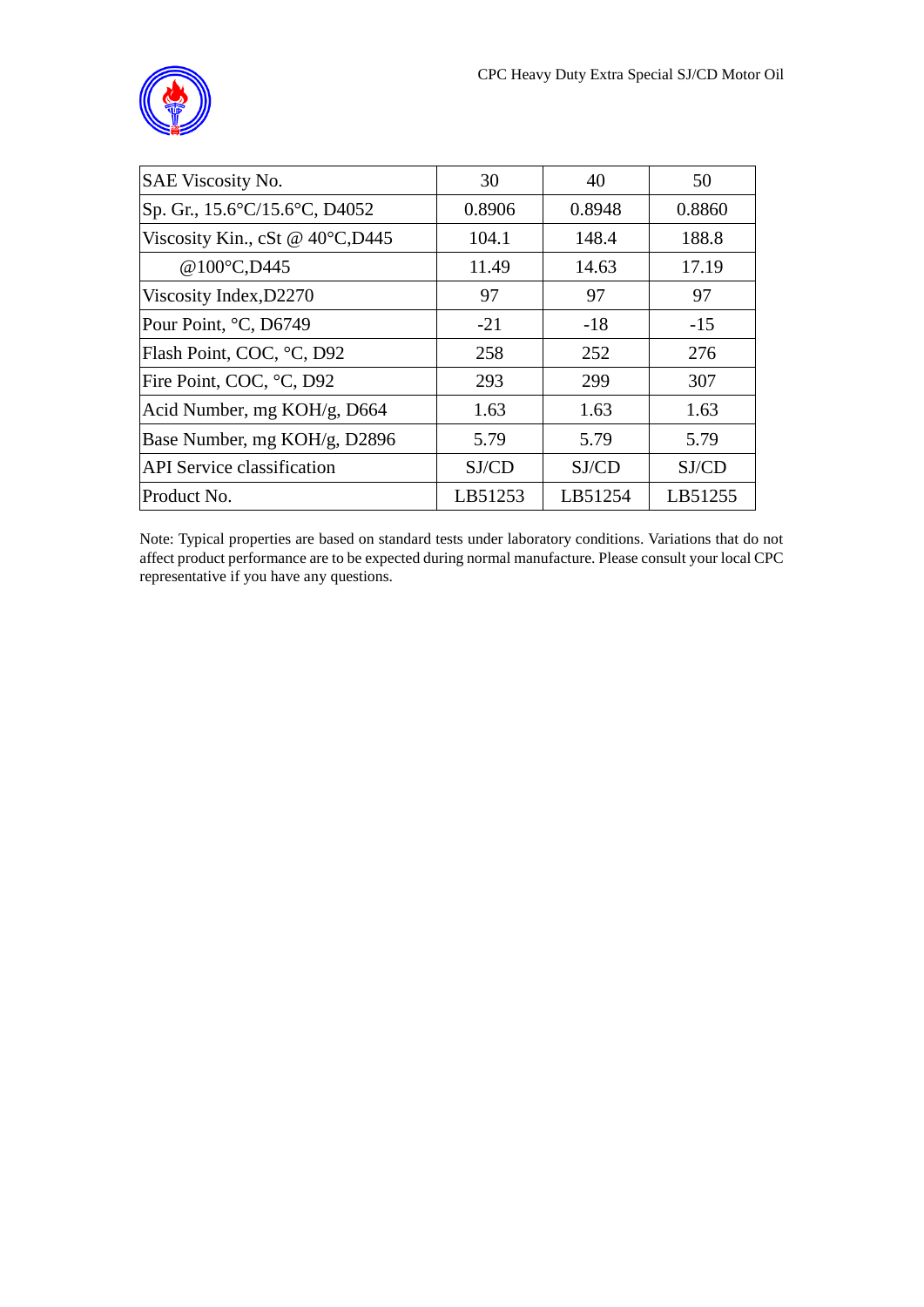| SAE Viscosity No. | 30 | 40 | 50 |
|---|---|---|---|
| Sp. Gr., 15.6°C/15.6°C, D4052 | 0.8906 | 0.8948 | 0.8860 |
| Viscosity Kin., cSt @ 40°C,D445 | 104.1 | 148.4 | 188.8 |
| @100°C,D445 | 11.49 | 14.63 | 17.19 |
| Viscosity Index,D2270 | 97 | 97 | 97 |
| Pour Point, °C, D6749 | -21 | -18 | -15 |
| Flash Point, COC, °C, D92 | 258 | 252 | 276 |
| Fire Point, COC, °C, D92 | 293 | 299 | 307 |
| Acid Number, mg KOH/g, D664 | 1.63 | 1.63 | 1.63 |
| Base Number, mg KOH/g, D2896 | 5.79 | 5.79 | 5.79 |
| API Service classification | SJ/CD | SJ/CD | SJ/CD |
| Product No. | LB51253 | LB51254 | LB51255 |

Note: Typical properties are based on standard tests under laboratory conditions. Variations that do not affect product performance are to be expected during normal manufacture. Please consult your local CPC representative if you have any questions.